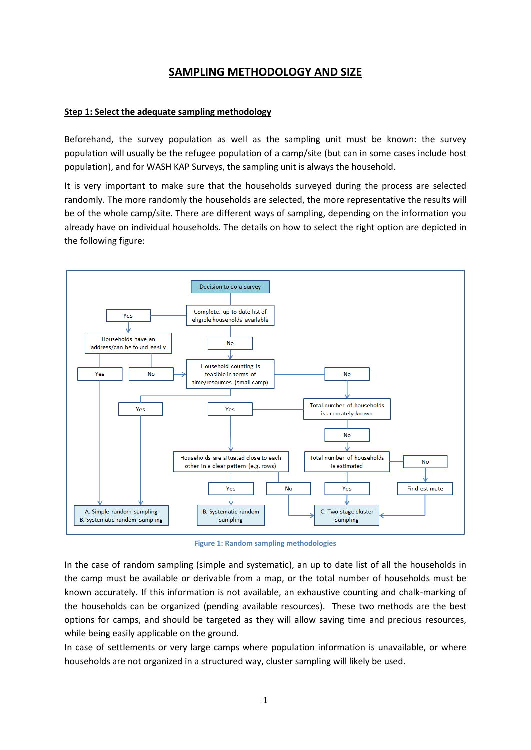# SAMPLING METHODOLOGY AND SIZE

## Step 1: Select the adequate sampling methodology

Beforehand, the survey population as well as the sampling unit must be known: the survey population will usually be the refugee population of a camp/site (but can in some cases include host population), and for WASH KAP Surveys, the sampling unit is always the household.

It is very important to make sure that the households surveyed during the process are selected randomly. The more randomly the households are selected, the more representative the results will be of the whole camp/site. There are different ways of sampling, depending on the information you already have on individual households. The details on how to select the right option are depicted in the following figure:

**Figure 1: Random sampling methodologies**

In the case of random sampling (simple and systematic), an up to date list of all the households in the camp must be available or derivable from a map, or the total number of households must be known accurately. If this information is not available, an exhaustive counting and chalk-marking of the households can be organized (pending available resources). These two methods are the best options for camps, and should be targeted as they will allow saving time and precious resources, while being easily applicable on the ground.

In case of settlements or very large camps where population information is unavailable, or where households are not organized in a structured way, cluster sampling will likely be used.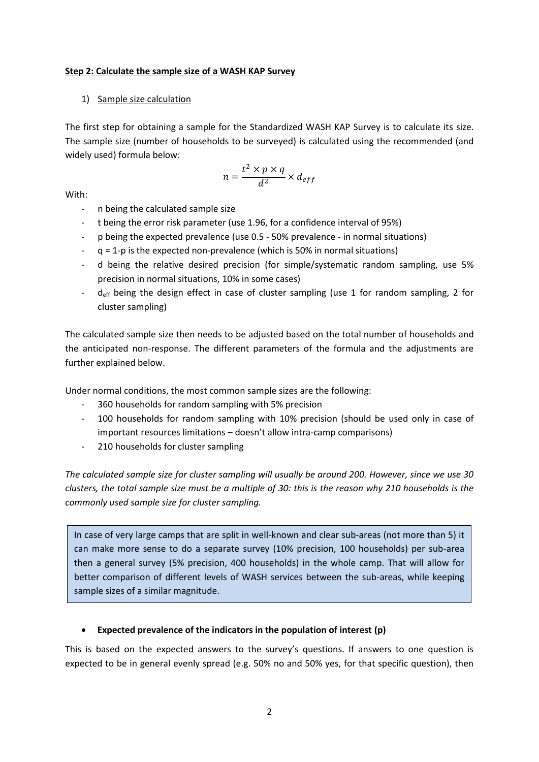**Step 2: Calculate the sample size of a WASH KAP Survey**

1) Sample size calculation

The first step for obtaining a sample for the Standardized WASH KAP Survey is to calculate its size. The sample size (number of households to be surveyed) is calculated using the recommended (and widely used) formula below:

$$n = \frac{t^2 \times p \times q}{d^2} \times d_{eff}$$

With:

- n being the calculated sample size
- t being the error risk parameter (use 1.96, for a confidence interval of 95%)
- p being the expected prevalence (use 0.5 - 50% prevalence - in normal situations)
- q = 1-p is the expected non-prevalence (which is 50% in normal situations)
- d being the relative desired precision (for simple/systematic random sampling, use 5% precision in normal situations, 10% in some cases)
- $d_{eff}$ being the design effect in case of cluster sampling (use 1 for random sampling, 2 for cluster sampling)

The calculated sample size then needs to be adjusted based on the total number of households and the anticipated non-response. The different parameters of the formula and the adjustments are further explained below.

Under normal conditions, the most common sample sizes are the following:

- 360 households for random sampling with 5% precision
- 100 households for random sampling with 10% precision (should be used only in case of important resources limitations – doesn't allow intra-camp comparisons)
- 210 households for cluster sampling

*The calculated sample size for cluster sampling will usually be around 200. However, since we use 30 clusters, the total sample size must be a multiple of 30: this is the reason why 210 households is the commonly used sample size for cluster sampling.*

> In case of very large camps that are split in well-known and clear sub-areas (not more than 5) it can make more sense to do a separate survey (10% precision, 100 households) per sub-area then a general survey (5% precision, 400 households) in the whole camp. That will allow for better comparison of different levels of WASH services between the sub-areas, while keeping sample sizes of a similar magnitude.

- **Expected prevalence of the indicators in the population of interest (p)**

This is based on the expected answers to the survey's questions. If answers to one question is expected to be in general evenly spread (e.g. 50% no and 50% yes, for that specific question), then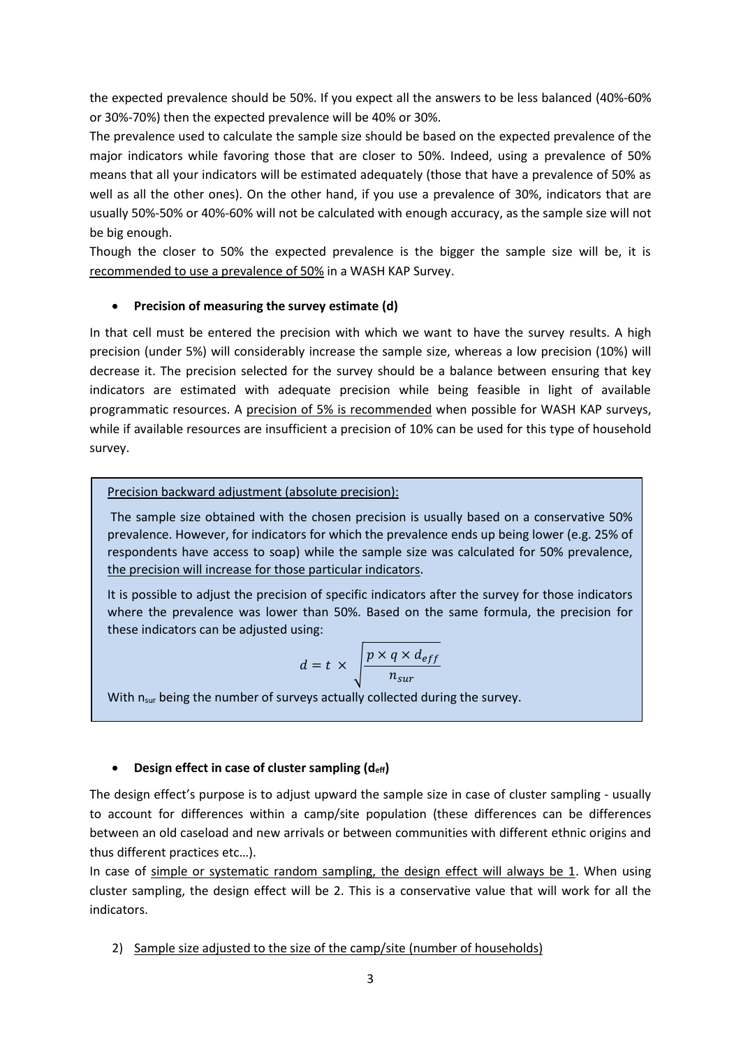the expected prevalence should be 50%. If you expect all the answers to be less balanced (40%-60% or 30%-70%) then the expected prevalence will be 40% or 30%.

The prevalence used to calculate the sample size should be based on the expected prevalence of the major indicators while favoring those that are closer to 50%. Indeed, using a prevalence of 50% means that all your indicators will be estimated adequately (those that have a prevalence of 50% as well as all the other ones). On the other hand, if you use a prevalence of 30%, indicators that are usually 50%-50% or 40%-60% will not be calculated with enough accuracy, as the sample size will not be big enough.

Though the closer to 50% the expected prevalence is the bigger the sample size will be, it is recommended to use a prevalence of 50% in a WASH KAP Survey.

- **Precision of measuring the survey estimate (d)**

In that cell must be entered the precision with which we want to have the survey results. A high precision (under 5%) will considerably increase the sample size, whereas a low precision (10%) will decrease it. The precision selected for the survey should be a balance between ensuring that key indicators are estimated with adequate precision while being feasible in light of available programmatic resources. A precision of 5% is recommended when possible for WASH KAP surveys, while if available resources are insufficient a precision of 10% can be used for this type of household survey.

> Precision backward adjustment (absolute precision):
>
> The sample size obtained with the chosen precision is usually based on a conservative 50% prevalence. However, for indicators for which the prevalence ends up being lower (e.g. 25% of respondents have access to soap) while the sample size was calculated for 50% prevalence, the precision will increase for those particular indicators.
>
> It is possible to adjust the precision of specific indicators after the survey for those indicators where the prevalence was lower than 50%. Based on the same formula, the precision for these indicators can be adjusted using:
>
> $$d = t \times \sqrt{\frac{p \times q \times d_{eff}}{n_{sur}}}$$
>
> With $n_{sur}$ being the number of surveys actually collected during the survey.

- **Design effect in case of cluster sampling ($d_{eff}$)**

The design effect's purpose is to adjust upward the sample size in case of cluster sampling - usually to account for differences within a camp/site population (these differences can be differences between an old caseload and new arrivals or between communities with different ethnic origins and thus different practices etc…).

In case of simple or systematic random sampling, the design effect will always be 1. When using cluster sampling, the design effect will be 2. This is a conservative value that will work for all the indicators.

2) Sample size adjusted to the size of the camp/site (number of households)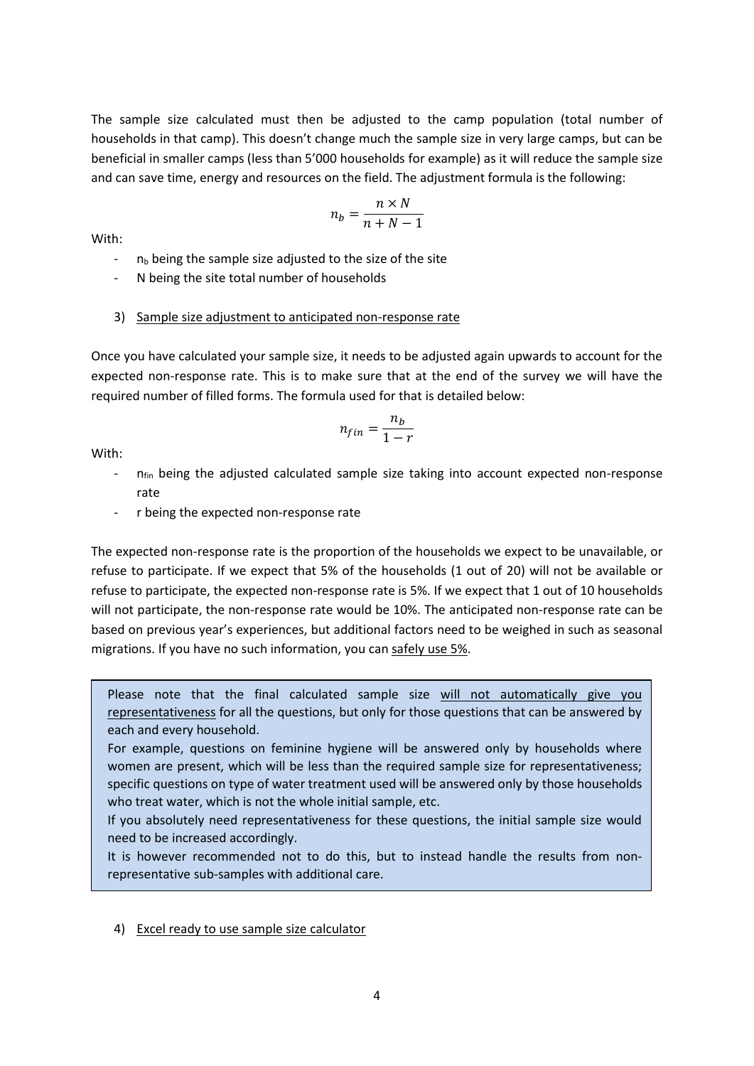The sample size calculated must then be adjusted to the camp population (total number of households in that camp). This doesn't change much the sample size in very large camps, but can be beneficial in smaller camps (less than 5'000 households for example) as it will reduce the sample size and can save time, energy and resources on the field. The adjustment formula is the following:

$$n_b = \frac{n \times N}{n + N - 1}$$

With:

- $n_b$ being the sample size adjusted to the size of the site
- N being the site total number of households

3) <u>Sample size adjustment to anticipated non-response rate</u>

Once you have calculated your sample size, it needs to be adjusted again upwards to account for the expected non-response rate. This is to make sure that at the end of the survey we will have the required number of filled forms. The formula used for that is detailed below:

$$n_{fin} = \frac{n_b}{1 - r}$$

With:

- $n_{fin}$ being the adjusted calculated sample size taking into account expected non-response rate
- r being the expected non-response rate

The expected non-response rate is the proportion of the households we expect to be unavailable, or refuse to participate. If we expect that 5% of the households (1 out of 20) will not be available or refuse to participate, the expected non-response rate is 5%. If we expect that 1 out of 10 households will not participate, the non-response rate would be 10%. The anticipated non-response rate can be based on previous year's experiences, but additional factors need to be weighed in such as seasonal migrations. If you have no such information, you can <u>safely use 5%</u>.

> Please note that the final calculated sample size <u>will not automatically give you representativeness</u> for all the questions, but only for those questions that can be answered by each and every household.
>
> For example, questions on feminine hygiene will be answered only by households where women are present, which will be less than the required sample size for representativeness; specific questions on type of water treatment used will be answered only by those households who treat water, which is not the whole initial sample, etc.
>
> If you absolutely need representativeness for these questions, the initial sample size would need to be increased accordingly.
>
> It is however recommended not to do this, but to instead handle the results from non-representative sub-samples with additional care.

4) <u>Excel ready to use sample size calculator</u>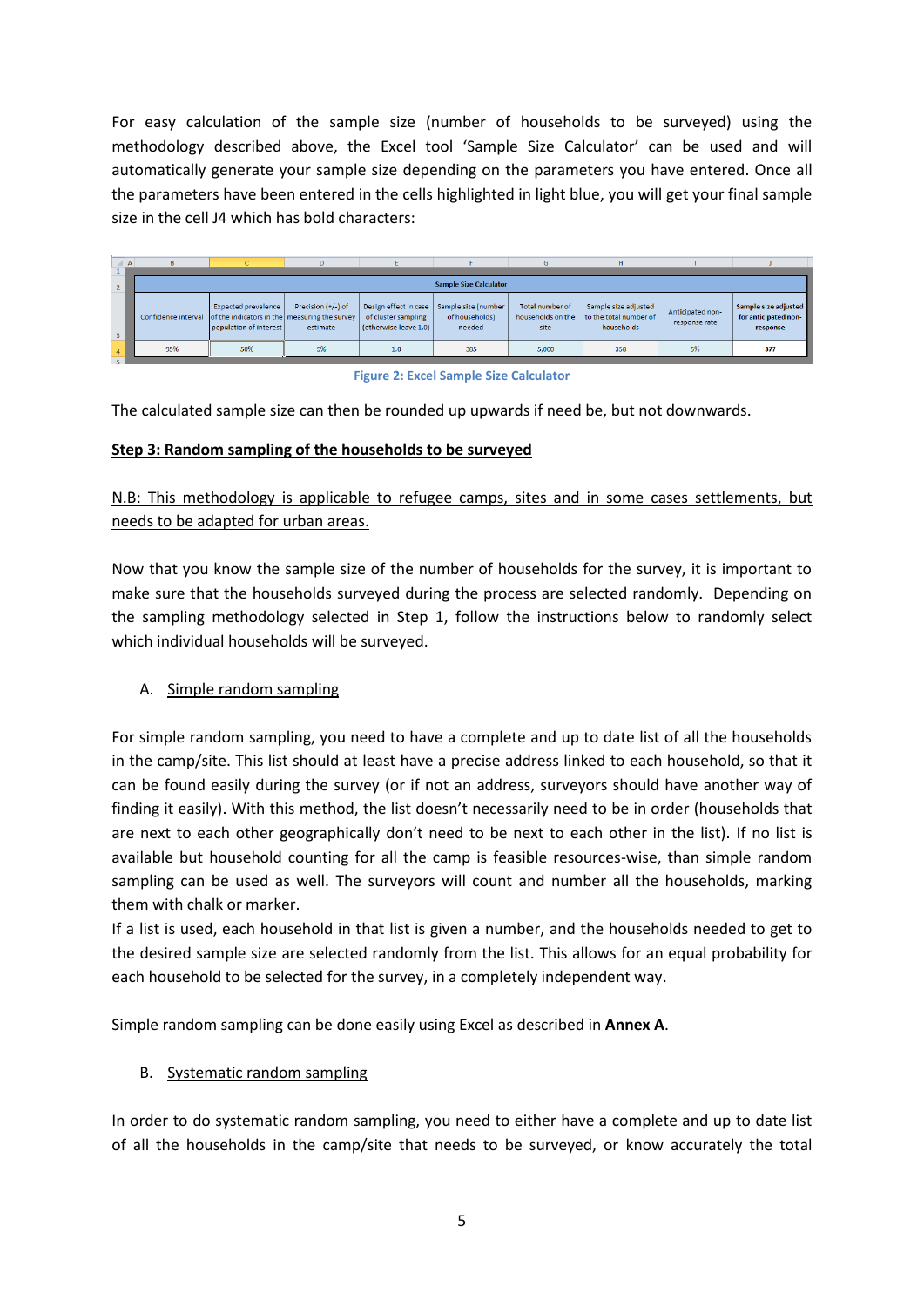For easy calculation of the sample size (number of households to be surveyed) using the methodology described above, the Excel tool 'Sample Size Calculator' can be used and will automatically generate your sample size depending on the parameters you have entered. Once all the parameters have been entered in the cells highlighted in light blue, you will get your final sample size in the cell J4 which has bold characters:

| Confidence interval | Expected prevalence of the indicators in the population of interest | Precision (+/-) of measuring the survey estimate | Design effect in case of cluster sampling (otherwise leave 1.0) | Sample size (number of households) needed | Total number of households on the site | Sample size adjusted to the total number of households | Anticipated non-response rate | **Sample size adjusted for anticipated non-response** |
|---|---|---|---|---|---|---|---|---|
| 95% | 50% | 5% | 1.0 | 385 | 5,000 | 358 | 5% | **377** |

Figure 2: Excel Sample Size Calculator

The calculated sample size can then be rounded up upwards if need be, but not downwards.

**Step 3: Random sampling of the households to be surveyed**

N.B: This methodology is applicable to refugee camps, sites and in some cases settlements, but needs to be adapted for urban areas.

Now that you know the sample size of the number of households for the survey, it is important to make sure that the households surveyed during the process are selected randomly. Depending on the sampling methodology selected in Step 1, follow the instructions below to randomly select which individual households will be surveyed.

A. Simple random sampling

For simple random sampling, you need to have a complete and up to date list of all the households in the camp/site. This list should at least have a precise address linked to each household, so that it can be found easily during the survey (or if not an address, surveyors should have another way of finding it easily). With this method, the list doesn't necessarily need to be in order (households that are next to each other geographically don't need to be next to each other in the list). If no list is available but household counting for all the camp is feasible resources-wise, than simple random sampling can be used as well. The surveyors will count and number all the households, marking them with chalk or marker.
If a list is used, each household in that list is given a number, and the households needed to get to the desired sample size are selected randomly from the list. This allows for an equal probability for each household to be selected for the survey, in a completely independent way.

Simple random sampling can be done easily using Excel as described in **Annex A**.

B. Systematic random sampling

In order to do systematic random sampling, you need to either have a complete and up to date list of all the households in the camp/site that needs to be surveyed, or know accurately the total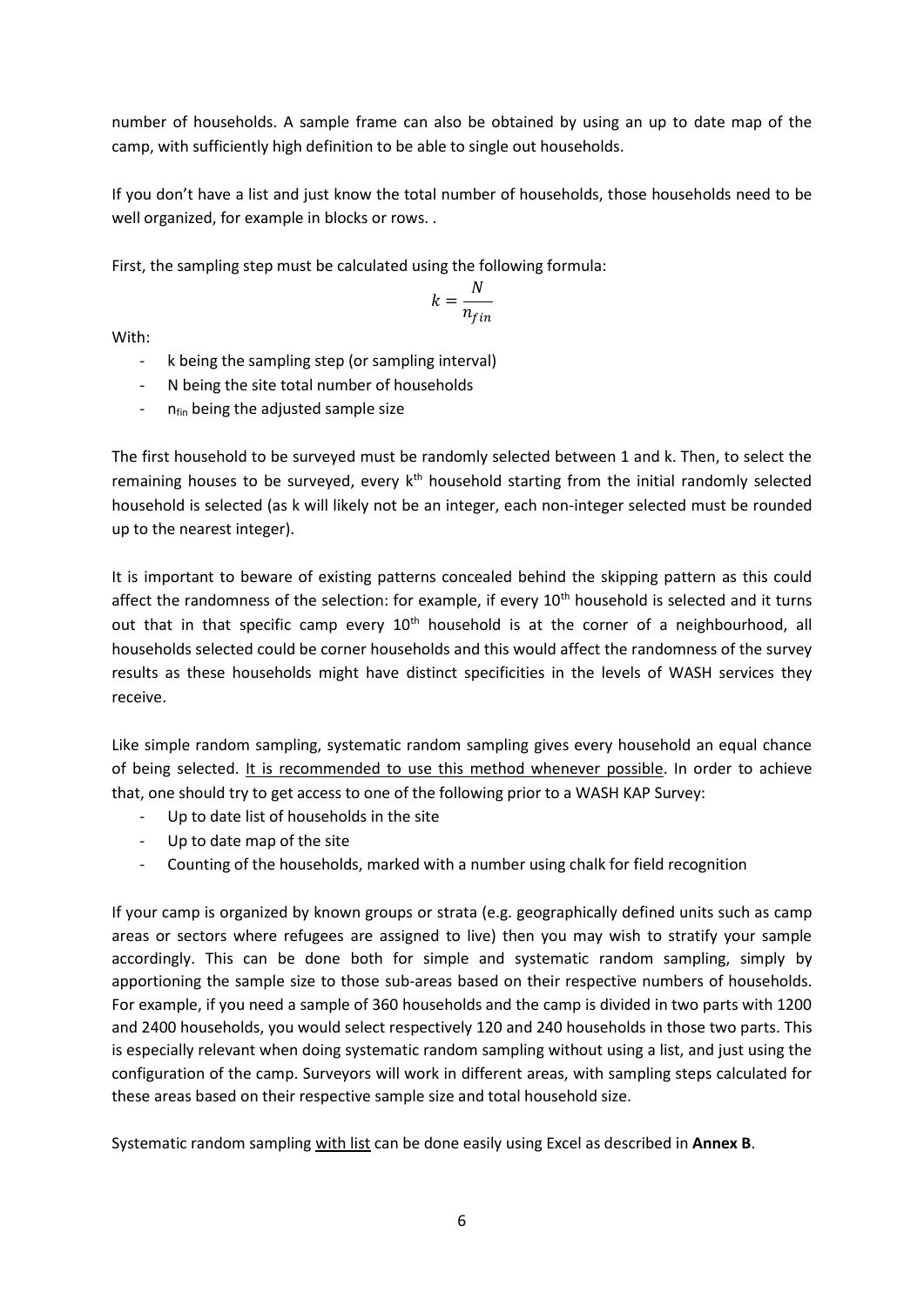number of households. A sample frame can also be obtained by using an up to date map of the camp, with sufficiently high definition to be able to single out households.

If you don't have a list and just know the total number of households, those households need to be well organized, for example in blocks or rows. .

First, the sampling step must be calculated using the following formula:

$$k = \frac{N}{n_{fin}}$$

With:

- k being the sampling step (or sampling interval)
- N being the site total number of households
- $n_{fin}$ being the adjusted sample size

The first household to be surveyed must be randomly selected between 1 and k. Then, to select the remaining houses to be surveyed, every $k^{th}$ household starting from the initial randomly selected household is selected (as k will likely not be an integer, each non-integer selected must be rounded up to the nearest integer).

It is important to beware of existing patterns concealed behind the skipping pattern as this could affect the randomness of the selection: for example, if every $10^{th}$ household is selected and it turns out that in that specific camp every $10^{th}$ household is at the corner of a neighbourhood, all households selected could be corner households and this would affect the randomness of the survey results as these households might have distinct specificities in the levels of WASH services they receive.

Like simple random sampling, systematic random sampling gives every household an equal chance of being selected. <u>It is recommended to use this method whenever possible</u>. In order to achieve that, one should try to get access to one of the following prior to a WASH KAP Survey:

- Up to date list of households in the site
- Up to date map of the site
- Counting of the households, marked with a number using chalk for field recognition

If your camp is organized by known groups or strata (e.g. geographically defined units such as camp areas or sectors where refugees are assigned to live) then you may wish to stratify your sample accordingly. This can be done both for simple and systematic random sampling, simply by apportioning the sample size to those sub-areas based on their respective numbers of households. For example, if you need a sample of 360 households and the camp is divided in two parts with 1200 and 2400 households, you would select respectively 120 and 240 households in those two parts. This is especially relevant when doing systematic random sampling without using a list, and just using the configuration of the camp. Surveyors will work in different areas, with sampling steps calculated for these areas based on their respective sample size and total household size.

Systematic random sampling <u>with list</u> can be done easily using Excel as described in **Annex B**.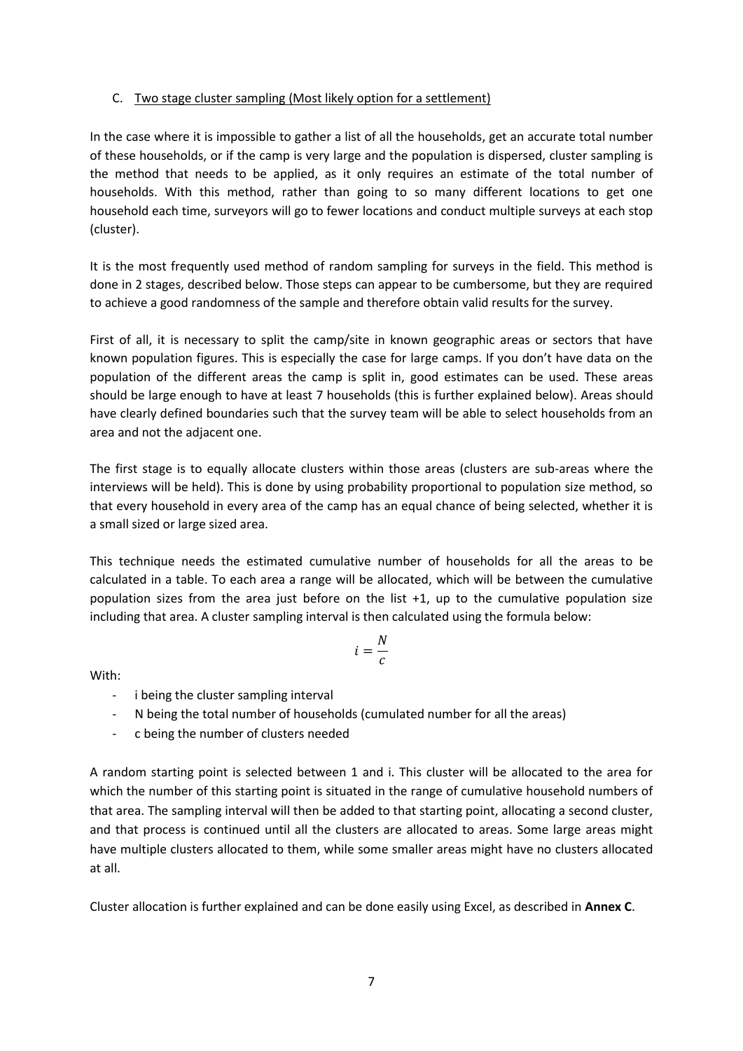C. Two stage cluster sampling (Most likely option for a settlement)

In the case where it is impossible to gather a list of all the households, get an accurate total number of these households, or if the camp is very large and the population is dispersed, cluster sampling is the method that needs to be applied, as it only requires an estimate of the total number of households. With this method, rather than going to so many different locations to get one household each time, surveyors will go to fewer locations and conduct multiple surveys at each stop (cluster).

It is the most frequently used method of random sampling for surveys in the field. This method is done in 2 stages, described below. Those steps can appear to be cumbersome, but they are required to achieve a good randomness of the sample and therefore obtain valid results for the survey.

First of all, it is necessary to split the camp/site in known geographic areas or sectors that have known population figures. This is especially the case for large camps. If you don't have data on the population of the different areas the camp is split in, good estimates can be used. These areas should be large enough to have at least 7 households (this is further explained below). Areas should have clearly defined boundaries such that the survey team will be able to select households from an area and not the adjacent one.

The first stage is to equally allocate clusters within those areas (clusters are sub-areas where the interviews will be held). This is done by using probability proportional to population size method, so that every household in every area of the camp has an equal chance of being selected, whether it is a small sized or large sized area.

This technique needs the estimated cumulative number of households for all the areas to be calculated in a table. To each area a range will be allocated, which will be between the cumulative population sizes from the area just before on the list +1, up to the cumulative population size including that area. A cluster sampling interval is then calculated using the formula below:

$$i = \frac{N}{c}$$

With:

- i being the cluster sampling interval
- N being the total number of households (cumulated number for all the areas)
- c being the number of clusters needed

A random starting point is selected between 1 and i. This cluster will be allocated to the area for which the number of this starting point is situated in the range of cumulative household numbers of that area. The sampling interval will then be added to that starting point, allocating a second cluster, and that process is continued until all the clusters are allocated to areas. Some large areas might have multiple clusters allocated to them, while some smaller areas might have no clusters allocated at all.

Cluster allocation is further explained and can be done easily using Excel, as described in **Annex C**.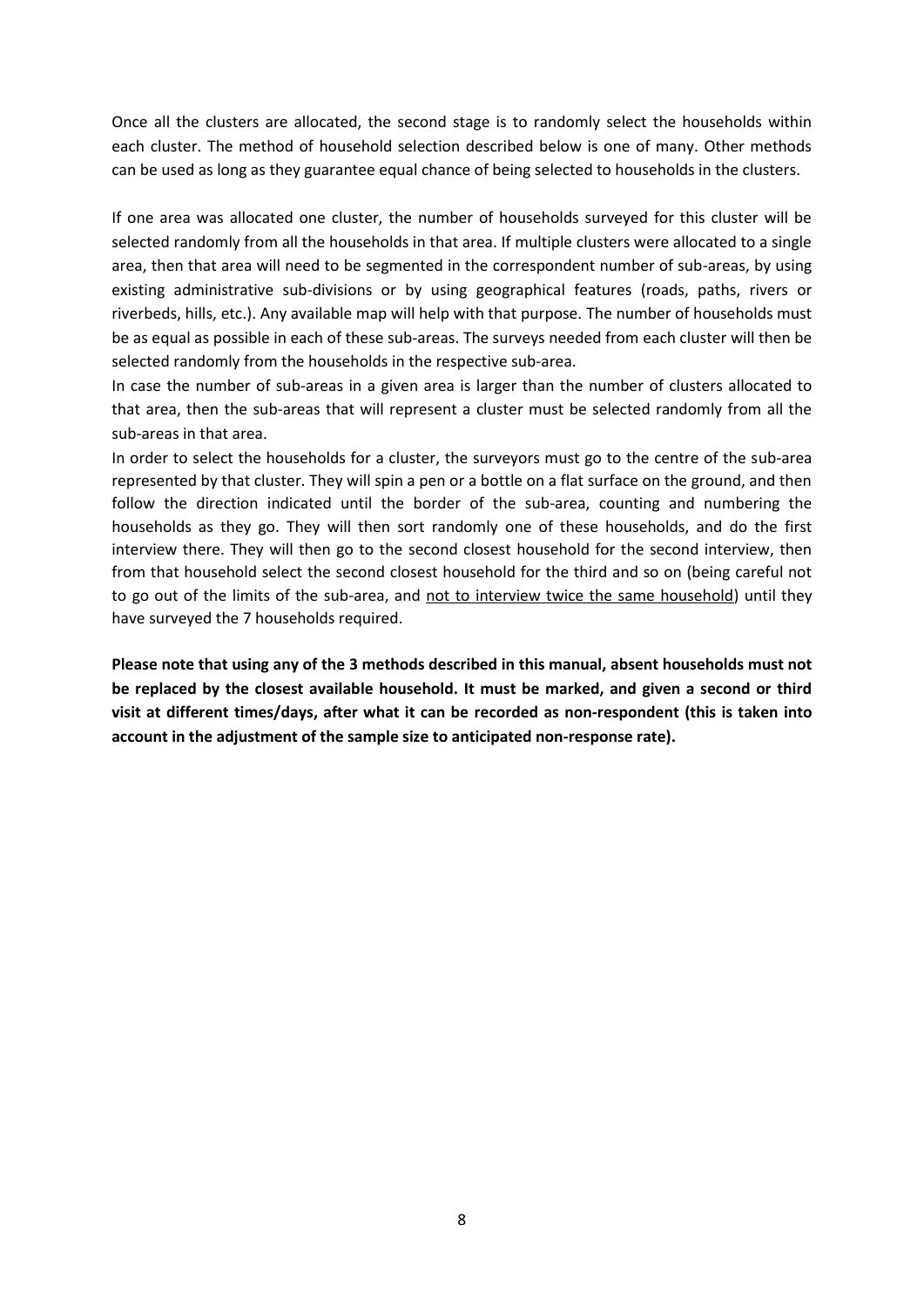Once all the clusters are allocated, the second stage is to randomly select the households within each cluster. The method of household selection described below is one of many. Other methods can be used as long as they guarantee equal chance of being selected to households in the clusters.

If one area was allocated one cluster, the number of households surveyed for this cluster will be selected randomly from all the households in that area. If multiple clusters were allocated to a single area, then that area will need to be segmented in the correspondent number of sub-areas, by using existing administrative sub-divisions or by using geographical features (roads, paths, rivers or riverbeds, hills, etc.). Any available map will help with that purpose. The number of households must be as equal as possible in each of these sub-areas. The surveys needed from each cluster will then be selected randomly from the households in the respective sub-area.

In case the number of sub-areas in a given area is larger than the number of clusters allocated to that area, then the sub-areas that will represent a cluster must be selected randomly from all the sub-areas in that area.

In order to select the households for a cluster, the surveyors must go to the centre of the sub-area represented by that cluster. They will spin a pen or a bottle on a flat surface on the ground, and then follow the direction indicated until the border of the sub-area, counting and numbering the households as they go. They will then sort randomly one of these households, and do the first interview there. They will then go to the second closest household for the second interview, then from that household select the second closest household for the third and so on (being careful not to go out of the limits of the sub-area, and <u>not to interview twice the same household</u>) until they have surveyed the 7 households required.

**Please note that using any of the 3 methods described in this manual, absent households must not be replaced by the closest available household. It must be marked, and given a second or third visit at different times/days, after what it can be recorded as non-respondent (this is taken into account in the adjustment of the sample size to anticipated non-response rate).**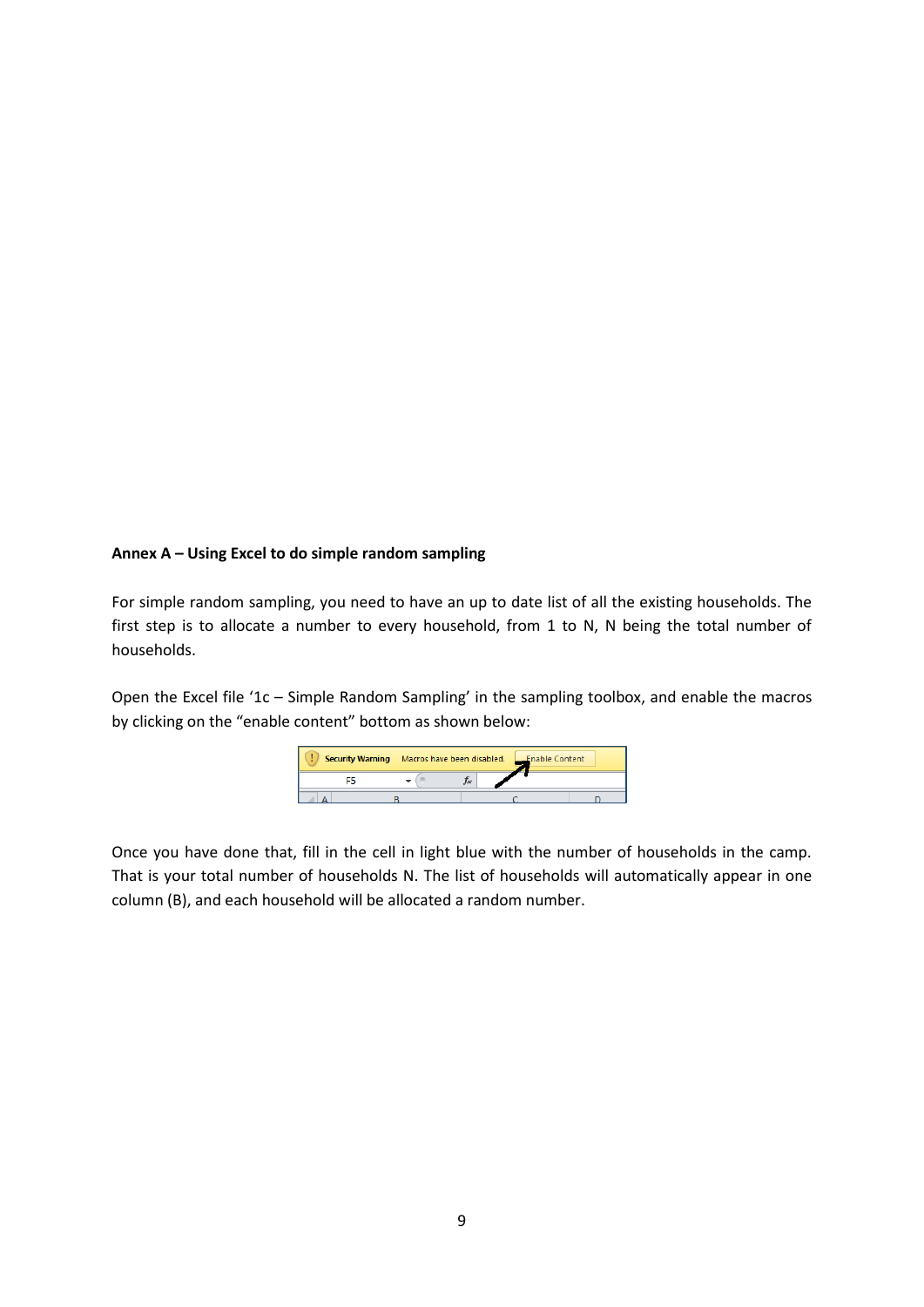**Annex A – Using Excel to do simple random sampling**

For simple random sampling, you need to have an up to date list of all the existing households. The first step is to allocate a number to every household, from 1 to N, N being the total number of households.

Open the Excel file '1c – Simple Random Sampling' in the sampling toolbox, and enable the macros by clicking on the "enable content" bottom as shown below:

Once you have done that, fill in the cell in light blue with the number of households in the camp. That is your total number of households N. The list of households will automatically appear in one column (B), and each household will be allocated a random number.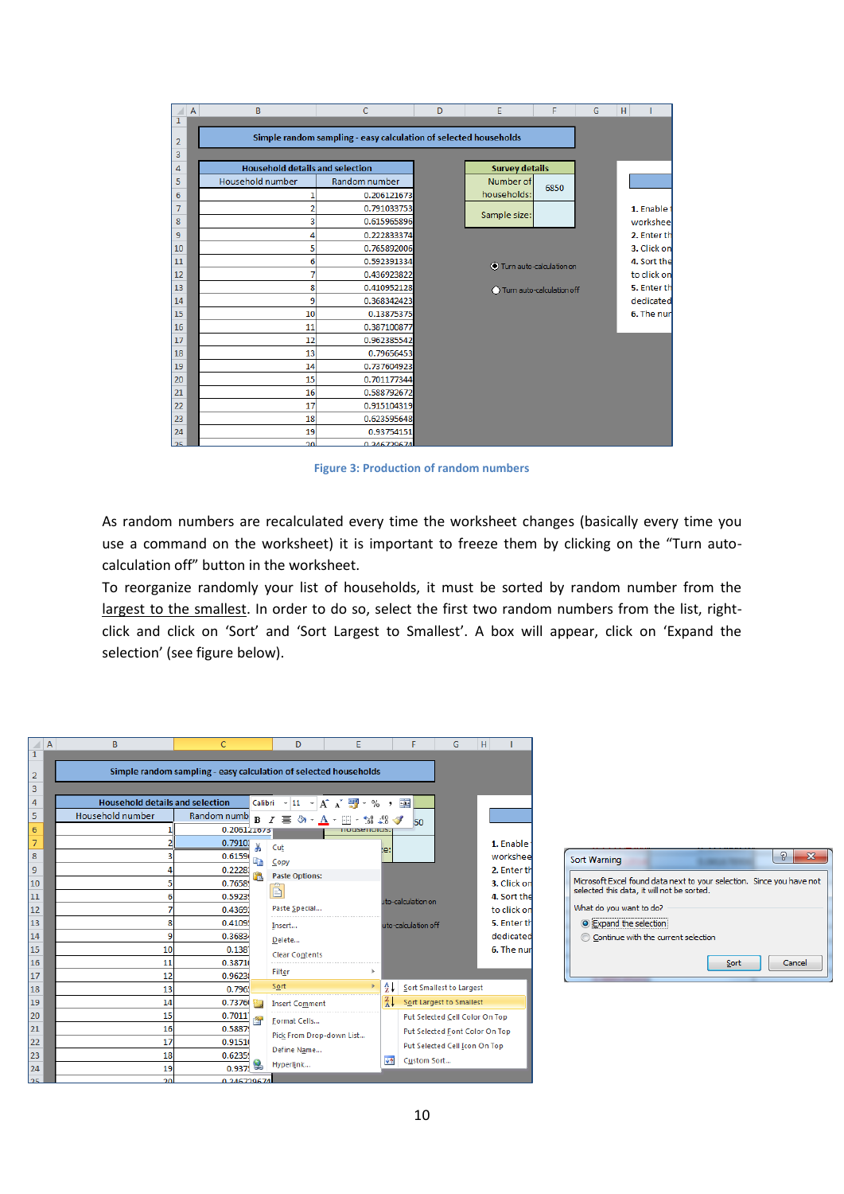Figure 3: Production of random numbers

As random numbers are recalculated every time the worksheet changes (basically every time you use a command on the worksheet) it is important to freeze them by clicking on the “Turn auto-calculation off” button in the worksheet.

To reorganize randomly your list of households, it must be sorted by random number from the largest to the smallest. In order to do so, select the first two random numbers from the list, right-click and click on ‘Sort’ and ‘Sort Largest to Smallest’. A box will appear, click on ‘Expand the selection’ (see figure below).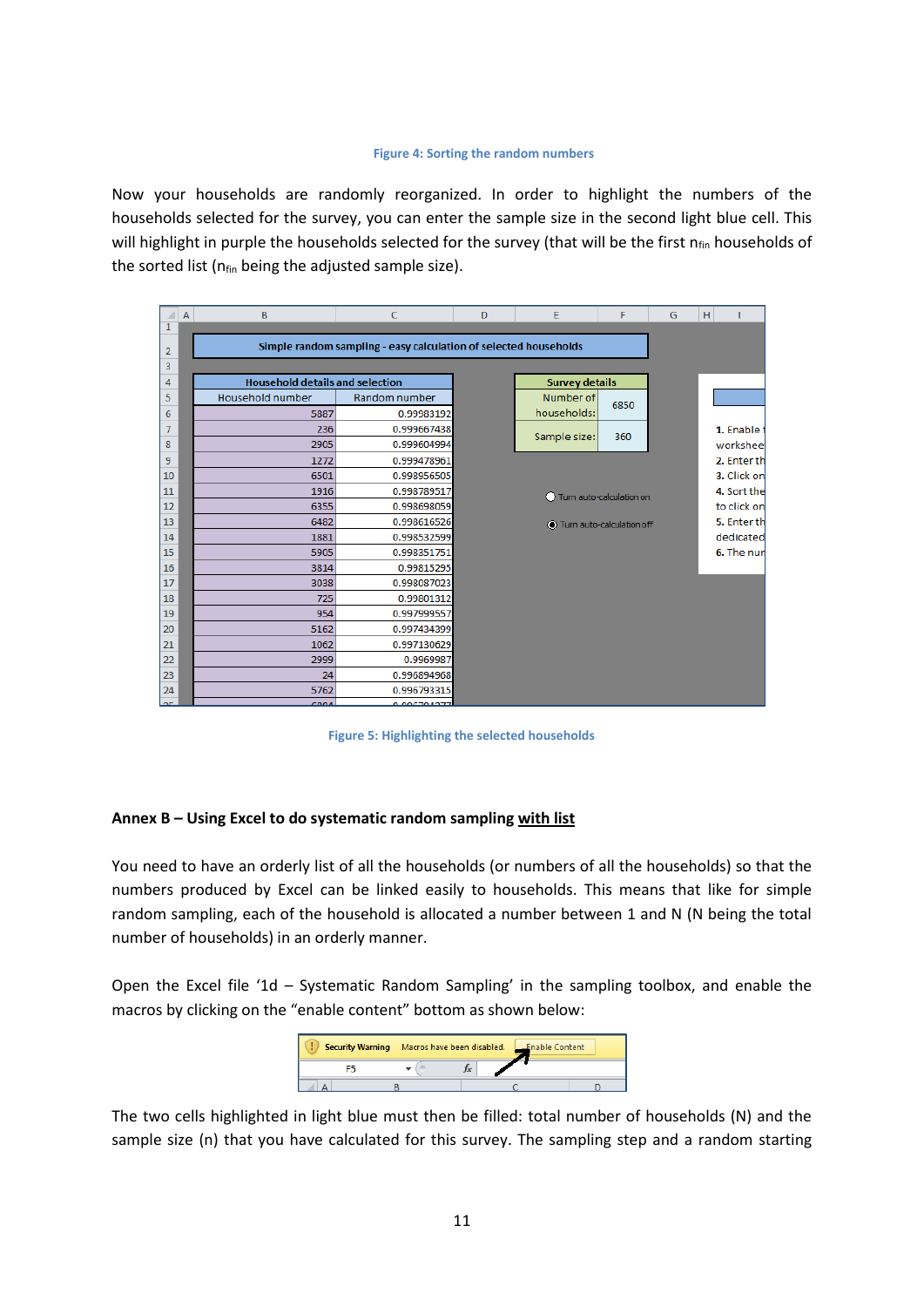Figure 4: Sorting the random numbers

Now your households are randomly reorganized. In order to highlight the numbers of the households selected for the survey, you can enter the sample size in the second light blue cell. This will highlight in purple the households selected for the survey (that will be the first $n_{fin}$ households of the sorted list ($n_{fin}$ being the adjusted sample size).

Figure 5: Highlighting the selected households

**Annex B – Using Excel to do systematic random sampling with list**

You need to have an orderly list of all the households (or numbers of all the households) so that the numbers produced by Excel can be linked easily to households. This means that like for simple random sampling, each of the household is allocated a number between 1 and N (N being the total number of households) in an orderly manner.

Open the Excel file '1d – Systematic Random Sampling' in the sampling toolbox, and enable the macros by clicking on the "enable content" bottom as shown below:

The two cells highlighted in light blue must then be filled: total number of households (N) and the sample size (n) that you have calculated for this survey. The sampling step and a random starting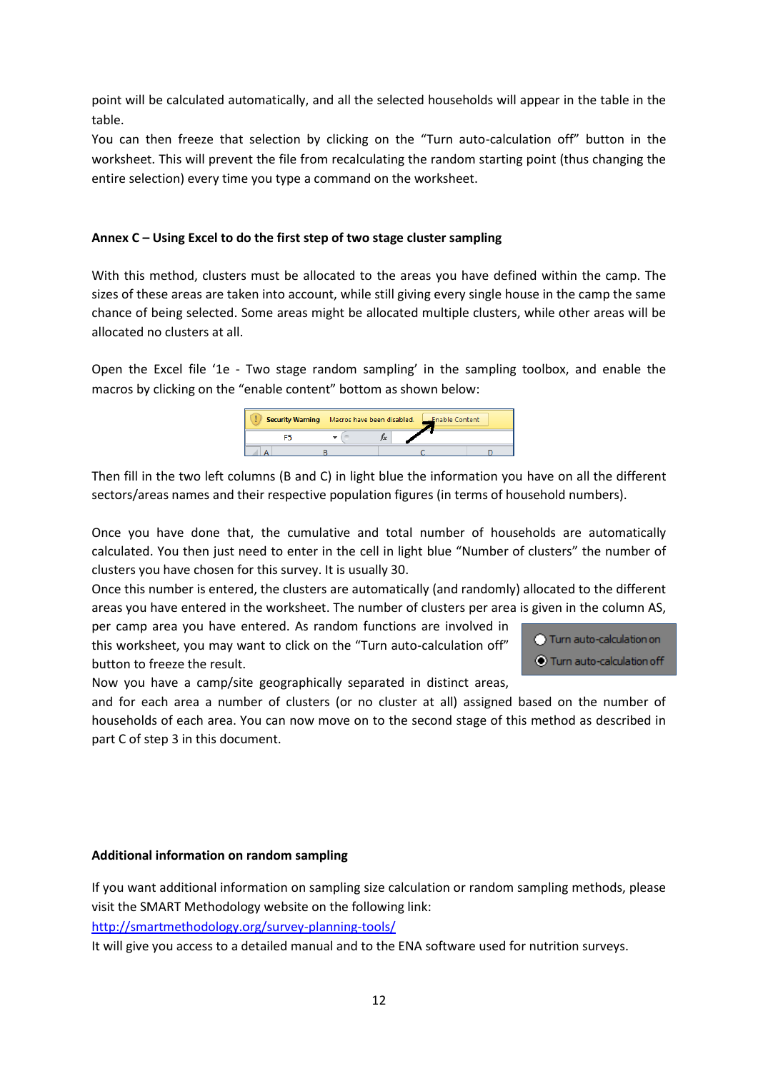point will be calculated automatically, and all the selected households will appear in the table in the table.

You can then freeze that selection by clicking on the "Turn auto-calculation off" button in the worksheet. This will prevent the file from recalculating the random starting point (thus changing the entire selection) every time you type a command on the worksheet.

**Annex C – Using Excel to do the first step of two stage cluster sampling**

With this method, clusters must be allocated to the areas you have defined within the camp. The sizes of these areas are taken into account, while still giving every single house in the camp the same chance of being selected. Some areas might be allocated multiple clusters, while other areas will be allocated no clusters at all.

Open the Excel file '1e - Two stage random sampling' in the sampling toolbox, and enable the macros by clicking on the "enable content" bottom as shown below:

Then fill in the two left columns (B and C) in light blue the information you have on all the different sectors/areas names and their respective population figures (in terms of household numbers).

Once you have done that, the cumulative and total number of households are automatically calculated. You then just need to enter in the cell in light blue "Number of clusters" the number of clusters you have chosen for this survey. It is usually 30.

Once this number is entered, the clusters are automatically (and randomly) allocated to the different areas you have entered in the worksheet. The number of clusters per area is given in the column AS, per camp area you have entered. As random functions are involved in this worksheet, you may want to click on the "Turn auto-calculation off" button to freeze the result.

Now you have a camp/site geographically separated in distinct areas, and for each area a number of clusters (or no cluster at all) assigned based on the number of households of each area. You can now move on to the second stage of this method as described in part C of step 3 in this document.

**Additional information on random sampling**

If you want additional information on sampling size calculation or random sampling methods, please visit the SMART Methodology website on the following link:
http://smartmethodology.org/survey-planning-tools/

It will give you access to a detailed manual and to the ENA software used for nutrition surveys.